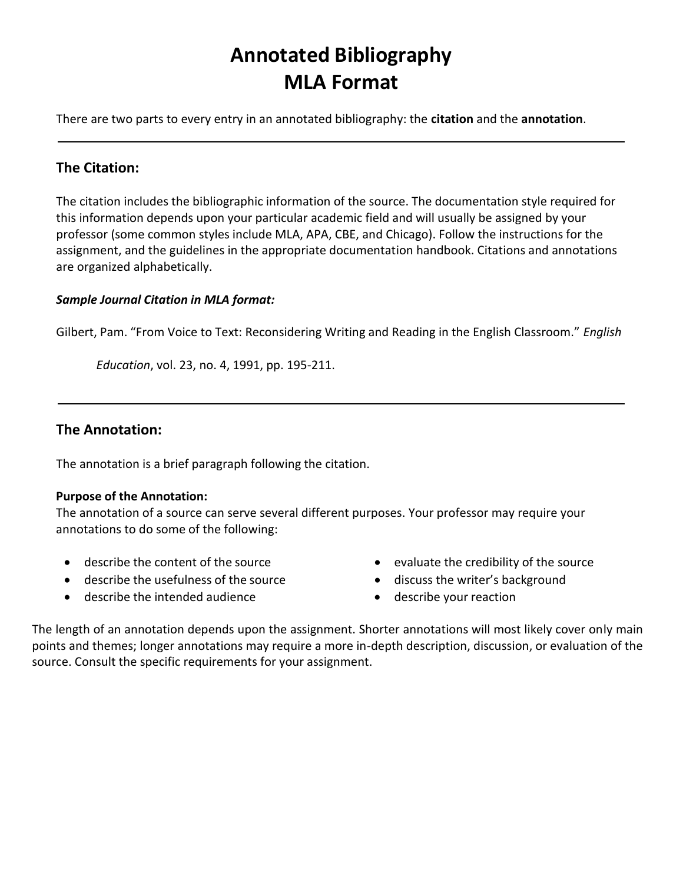# Annotated Bibliography
# MLA Format

There are two parts to every entry in an annotated bibliography: the **citation** and the **annotation**.

---

## The Citation:

The citation includes the bibliographic information of the source. The documentation style required for this information depends upon your particular academic field and will usually be assigned by your professor (some common styles include MLA, APA, CBE, and Chicago). Follow the instructions for the assignment, and the guidelines in the appropriate documentation handbook. Citations and annotations are organized alphabetically.

***Sample Journal Citation in MLA format:***

Gilbert, Pam. "From Voice to Text: Reconsidering Writing and Reading in the English Classroom." *English Education*, vol. 23, no. 4, 1991, pp. 195-211.

---

## The Annotation:

The annotation is a brief paragraph following the citation.

**Purpose of the Annotation:**
The annotation of a source can serve several different purposes. Your professor may require your annotations to do some of the following:

- describe the content of the source
- describe the usefulness of the source
- describe the intended audience
- evaluate the credibility of the source
- discuss the writer's background
- describe your reaction

The length of an annotation depends upon the assignment. Shorter annotations will most likely cover only main points and themes; longer annotations may require a more in-depth description, discussion, or evaluation of the source. Consult the specific requirements for your assignment.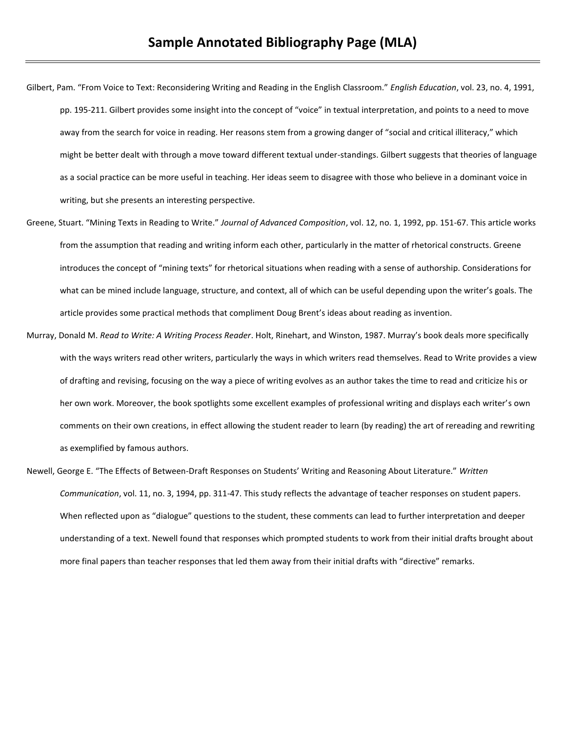# Sample Annotated Bibliography Page (MLA)

---

Gilbert, Pam. "From Voice to Text: Reconsidering Writing and Reading in the English Classroom." *English Education*, vol. 23, no. 4, 1991, pp. 195-211. Gilbert provides some insight into the concept of "voice" in textual interpretation, and points to a need to move away from the search for voice in reading. Her reasons stem from a growing danger of "social and critical illiteracy," which might be better dealt with through a move toward different textual under-standings. Gilbert suggests that theories of language as a social practice can be more useful in teaching. Her ideas seem to disagree with those who believe in a dominant voice in writing, but she presents an interesting perspective.

Greene, Stuart. "Mining Texts in Reading to Write." *Journal of Advanced Composition*, vol. 12, no. 1, 1992, pp. 151-67. This article works from the assumption that reading and writing inform each other, particularly in the matter of rhetorical constructs. Greene introduces the concept of "mining texts" for rhetorical situations when reading with a sense of authorship. Considerations for what can be mined include language, structure, and context, all of which can be useful depending upon the writer's goals. The article provides some practical methods that compliment Doug Brent's ideas about reading as invention.

Murray, Donald M. *Read to Write: A Writing Process Reader*. Holt, Rinehart, and Winston, 1987. Murray's book deals more specifically with the ways writers read other writers, particularly the ways in which writers read themselves. Read to Write provides a view of drafting and revising, focusing on the way a piece of writing evolves as an author takes the time to read and criticize his or her own work. Moreover, the book spotlights some excellent examples of professional writing and displays each writer's own comments on their own creations, in effect allowing the student reader to learn (by reading) the art of rereading and rewriting as exemplified by famous authors.

Newell, George E. "The Effects of Between-Draft Responses on Students' Writing and Reasoning About Literature." *Written Communication*, vol. 11, no. 3, 1994, pp. 311-47. This study reflects the advantage of teacher responses on student papers. When reflected upon as "dialogue" questions to the student, these comments can lead to further interpretation and deeper understanding of a text. Newell found that responses which prompted students to work from their initial drafts brought about more final papers than teacher responses that led them away from their initial drafts with "directive" remarks.